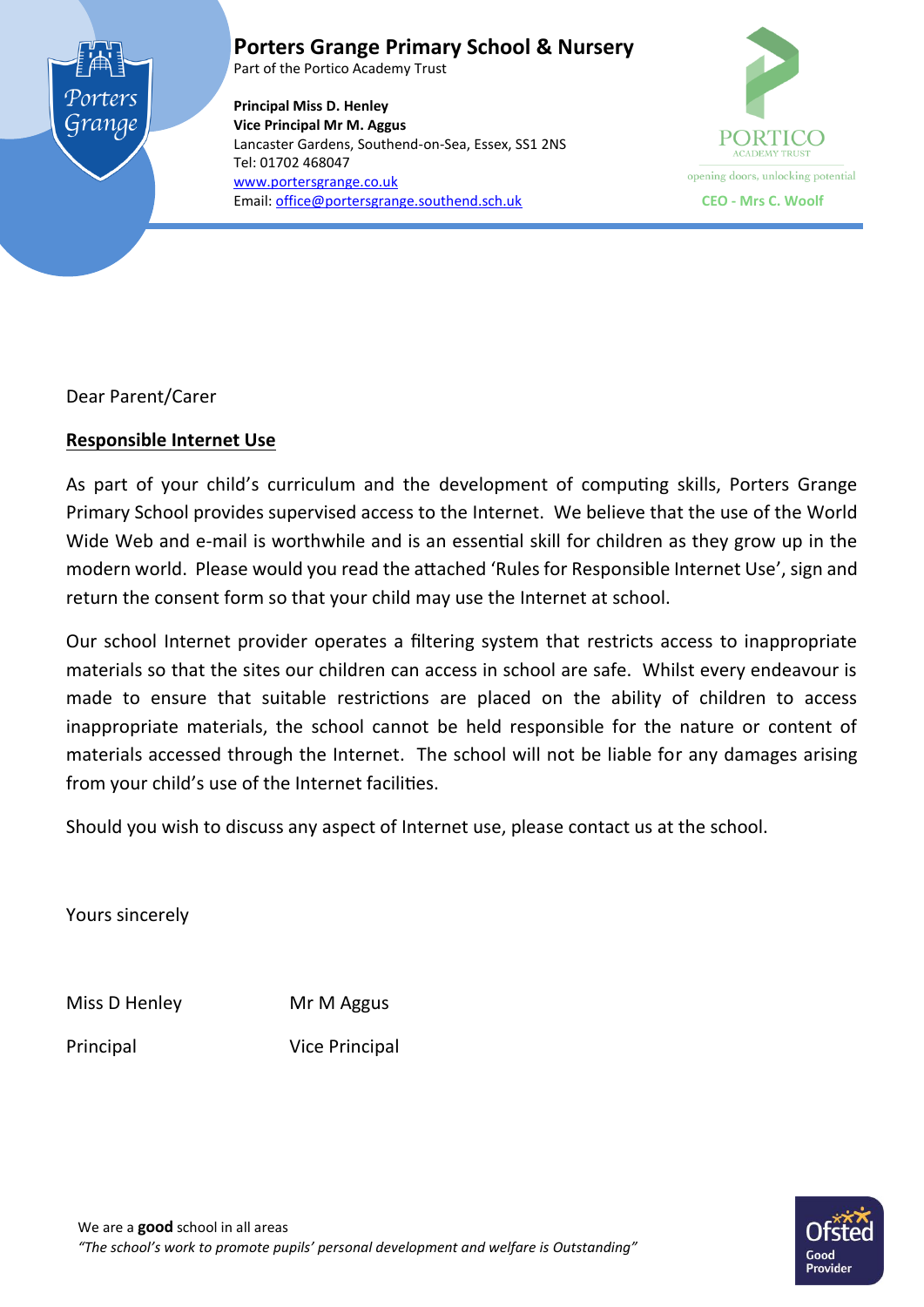# Porters Grange Primary School & Nursery

Part of the Portico Academy Trust

**Principal Miss D. Henley**
**Vice Principal Mr M. Aggus**
Lancaster Gardens, Southend-on-Sea, Essex, SS1 2NS
Tel: 01702 468047
www.portersgrange.co.uk
Email: office@portersgrange.southend.sch.uk

PORTICO ACADEMY TRUST
opening doors, unlocking potential
**CEO - Mrs C. Woolf**

Dear Parent/Carer

**Responsible Internet Use**

As part of your child's curriculum and the development of computing skills, Porters Grange Primary School provides supervised access to the Internet. We believe that the use of the World Wide Web and e-mail is worthwhile and is an essential skill for children as they grow up in the modern world. Please would you read the attached 'Rules for Responsible Internet Use', sign and return the consent form so that your child may use the Internet at school.

Our school Internet provider operates a filtering system that restricts access to inappropriate materials so that the sites our children can access in school are safe. Whilst every endeavour is made to ensure that suitable restrictions are placed on the ability of children to access inappropriate materials, the school cannot be held responsible for the nature or content of materials accessed through the Internet. The school will not be liable for any damages arising from your child's use of the Internet facilities.

Should you wish to discuss any aspect of Internet use, please contact us at the school.

Yours sincerely

Miss D Henley — Principal

Mr M Aggus — Vice Principal

We are a **good** school in all areas
*"The school's work to promote pupils' personal development and welfare is Outstanding"*

Ofsted Good Provider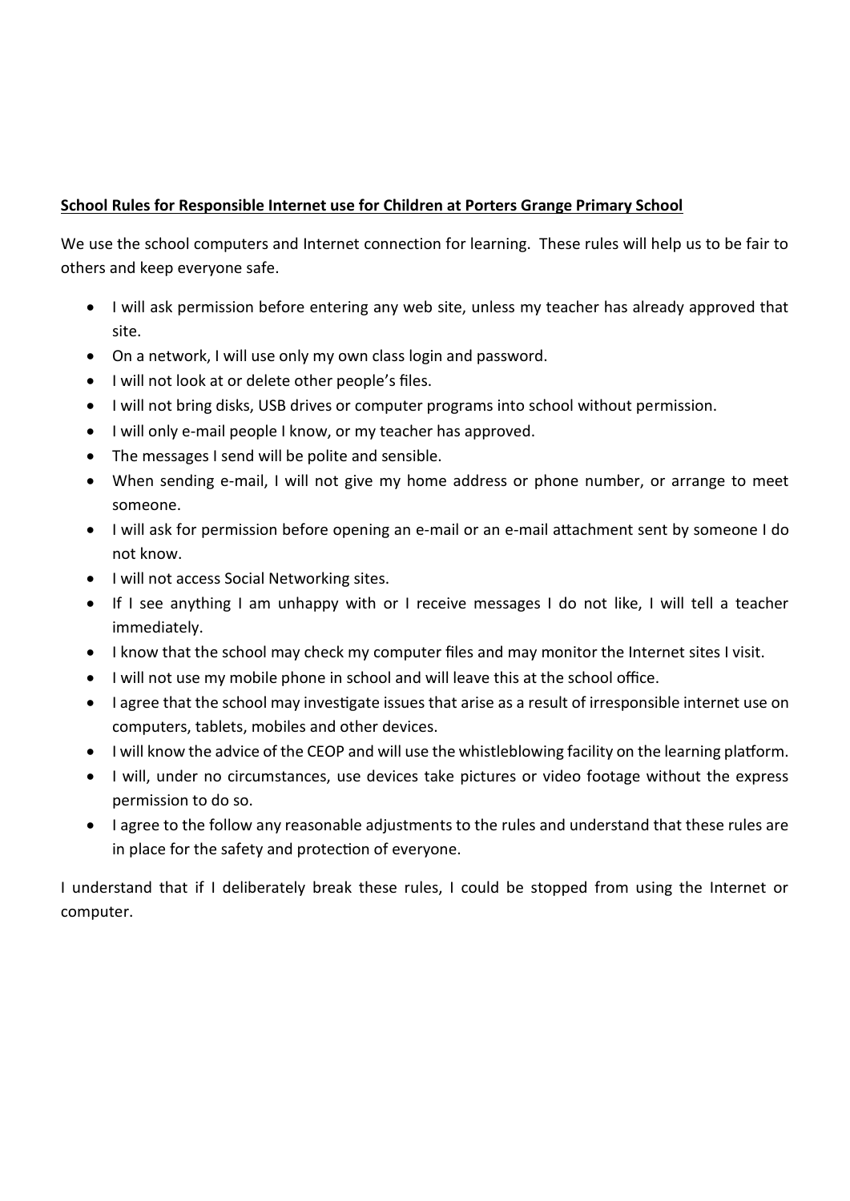**School Rules for Responsible Internet use for Children at Porters Grange Primary School**

We use the school computers and Internet connection for learning. These rules will help us to be fair to others and keep everyone safe.

- I will ask permission before entering any web site, unless my teacher has already approved that site.
- On a network, I will use only my own class login and password.
- I will not look at or delete other people's files.
- I will not bring disks, USB drives or computer programs into school without permission.
- I will only e-mail people I know, or my teacher has approved.
- The messages I send will be polite and sensible.
- When sending e-mail, I will not give my home address or phone number, or arrange to meet someone.
- I will ask for permission before opening an e-mail or an e-mail attachment sent by someone I do not know.
- I will not access Social Networking sites.
- If I see anything I am unhappy with or I receive messages I do not like, I will tell a teacher immediately.
- I know that the school may check my computer files and may monitor the Internet sites I visit.
- I will not use my mobile phone in school and will leave this at the school office.
- I agree that the school may investigate issues that arise as a result of irresponsible internet use on computers, tablets, mobiles and other devices.
- I will know the advice of the CEOP and will use the whistleblowing facility on the learning platform.
- I will, under no circumstances, use devices take pictures or video footage without the express permission to do so.
- I agree to the follow any reasonable adjustments to the rules and understand that these rules are in place for the safety and protection of everyone.

I understand that if I deliberately break these rules, I could be stopped from using the Internet or computer.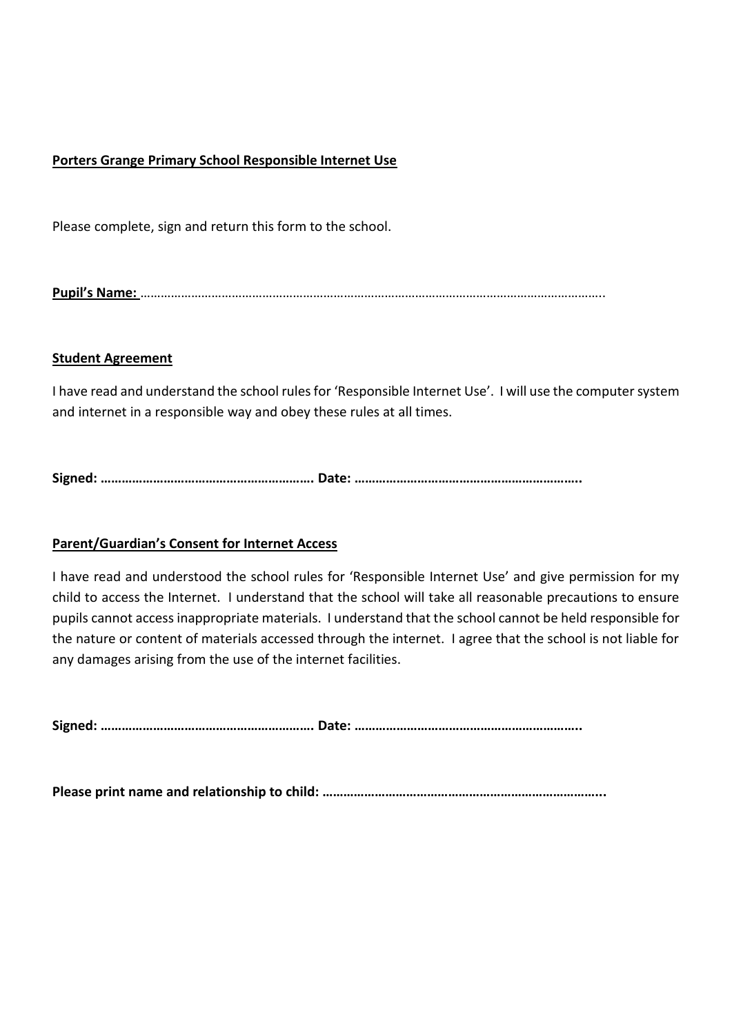**<u>Porters Grange Primary School Responsible Internet Use</u>**

Please complete, sign and return this form to the school.

**<u>Pupil's Name:</u>** ……………………………………………………………………………………………………………………..

**<u>Student Agreement</u>**

I have read and understand the school rules for 'Responsible Internet Use'. I will use the computer system and internet in a responsible way and obey these rules at all times.

**Signed: …………………………………………………. Date: ………………………………………………………..**

**<u>Parent/Guardian's Consent for Internet Access</u>**

I have read and understood the school rules for 'Responsible Internet Use' and give permission for my child to access the Internet. I understand that the school will take all reasonable precautions to ensure pupils cannot access inappropriate materials. I understand that the school cannot be held responsible for the nature or content of materials accessed through the internet. I agree that the school is not liable for any damages arising from the use of the internet facilities.

**Signed: …………………………………………………. Date: ………………………………………………………..**

**Please print name and relationship to child: ……………………………………………………………………...**